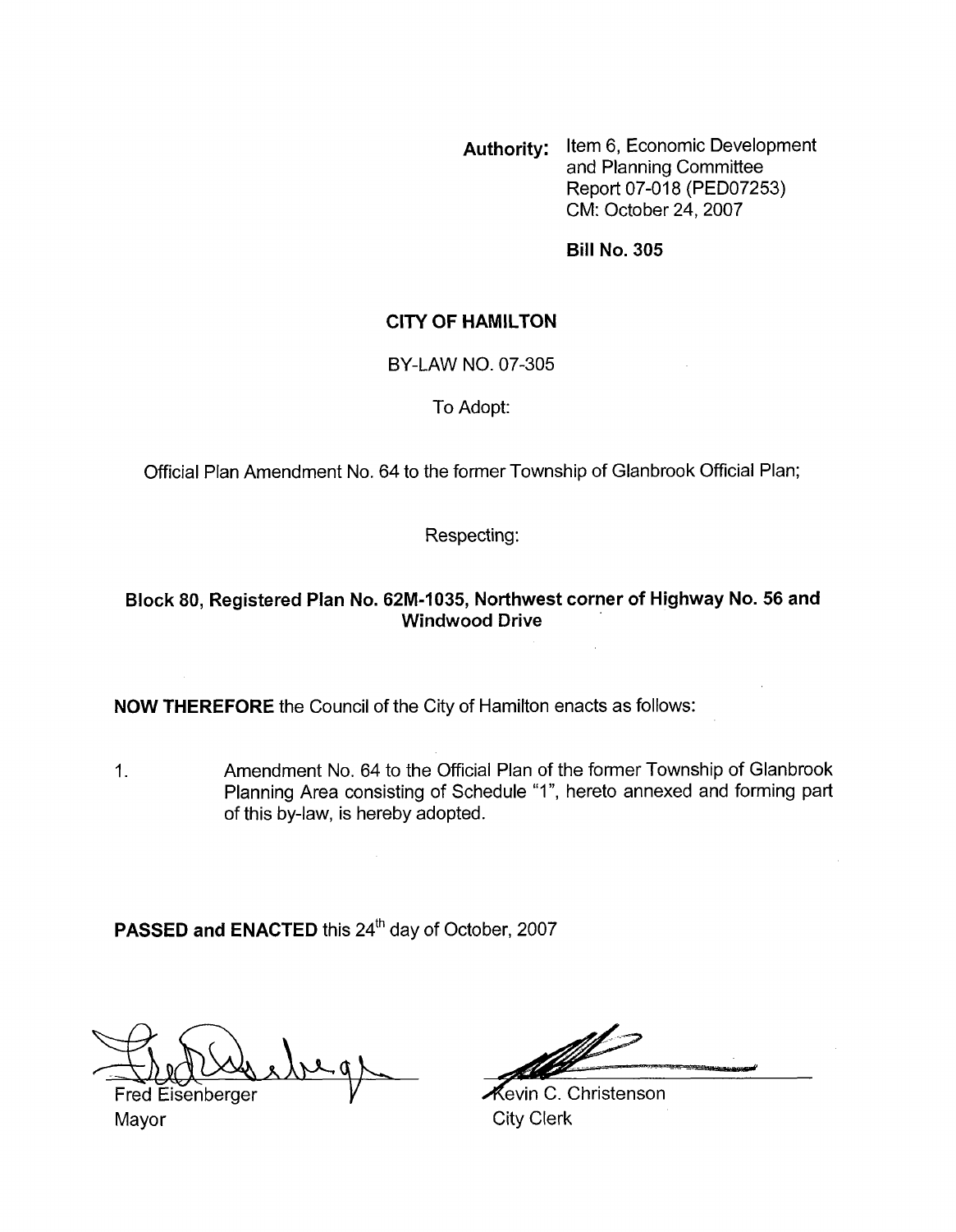**Authority:** Item 6, Economic Development and Planning Committee Report 07-018 (PED07253) CM: October 24, 2007

**Bill No. 305**

**CITY OF HAMILTON**

BY-LAW NO. 07-305

To Adopt:

Official Plan Amendment No. 64 to the former Township of Glanbrook Official Plan;

Respecting:

**Block 80, Registered Plan No. 62M-1035, Northwest corner of Highway No. 56 and Windwood Drive**

**NOW THEREFORE** the Council of the City of Hamilton enacts as follows:

1. Amendment No. 64 to the Official Plan of the former Township of Glanbrook Planning Area consisting of Schedule "1", hereto annexed and forming part of this by-law, is hereby adopted.

**PASSED and ENACTED** this 24th day of October, 2007

Fred Eisenberger
Mayor

Kevin C. Christenson
City Clerk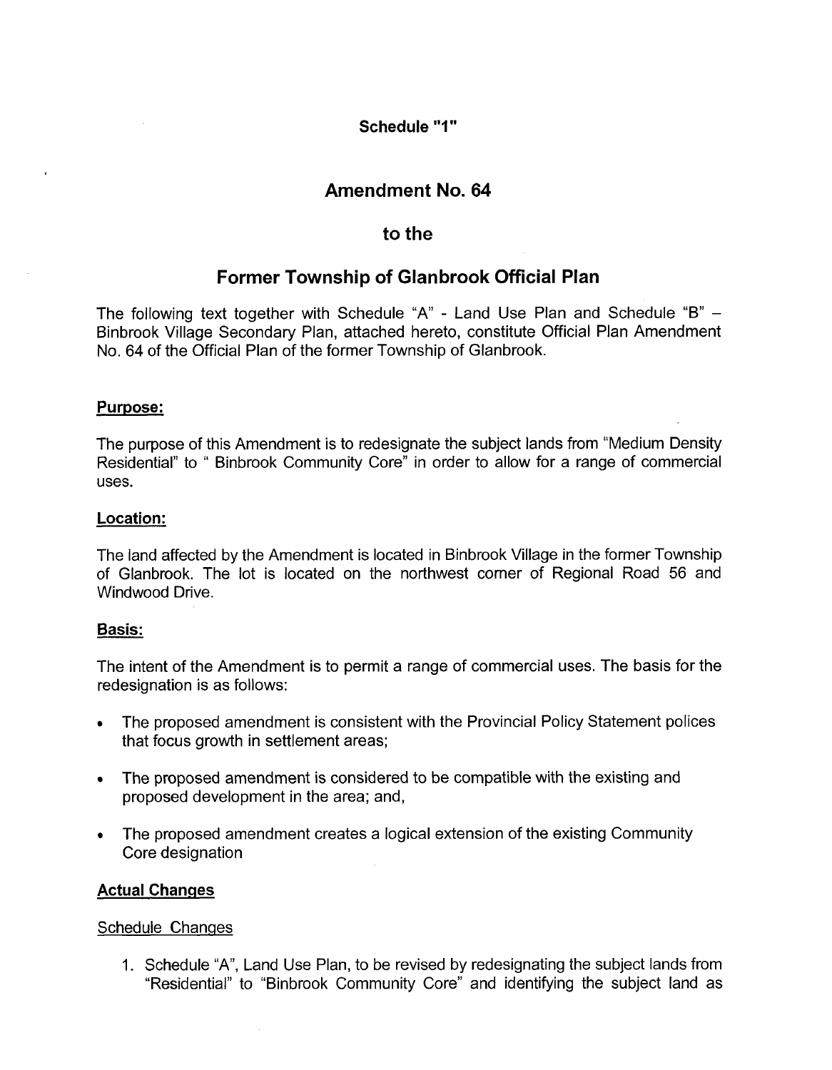**Schedule "1"**

## Amendment No. 64

## to the

## Former Township of Glanbrook Official Plan

The following text together with Schedule "A" - Land Use Plan and Schedule "B" – Binbrook Village Secondary Plan, attached hereto, constitute Official Plan Amendment No. 64 of the Official Plan of the former Township of Glanbrook.

### Purpose:

The purpose of this Amendment is to redesignate the subject lands from "Medium Density Residential" to " Binbrook Community Core" in order to allow for a range of commercial uses.

### Location:

The land affected by the Amendment is located in Binbrook Village in the former Township of Glanbrook. The lot is located on the northwest corner of Regional Road 56 and Windwood Drive.

### Basis:

The intent of the Amendment is to permit a range of commercial uses. The basis for the redesignation is as follows:

- The proposed amendment is consistent with the Provincial Policy Statement polices that focus growth in settlement areas;
- The proposed amendment is considered to be compatible with the existing and proposed development in the area; and,
- The proposed amendment creates a logical extension of the existing Community Core designation

### Actual Changes

Schedule Changes

1. Schedule "A", Land Use Plan, to be revised by redesignating the subject lands from "Residential" to "Binbrook Community Core" and identifying the subject land as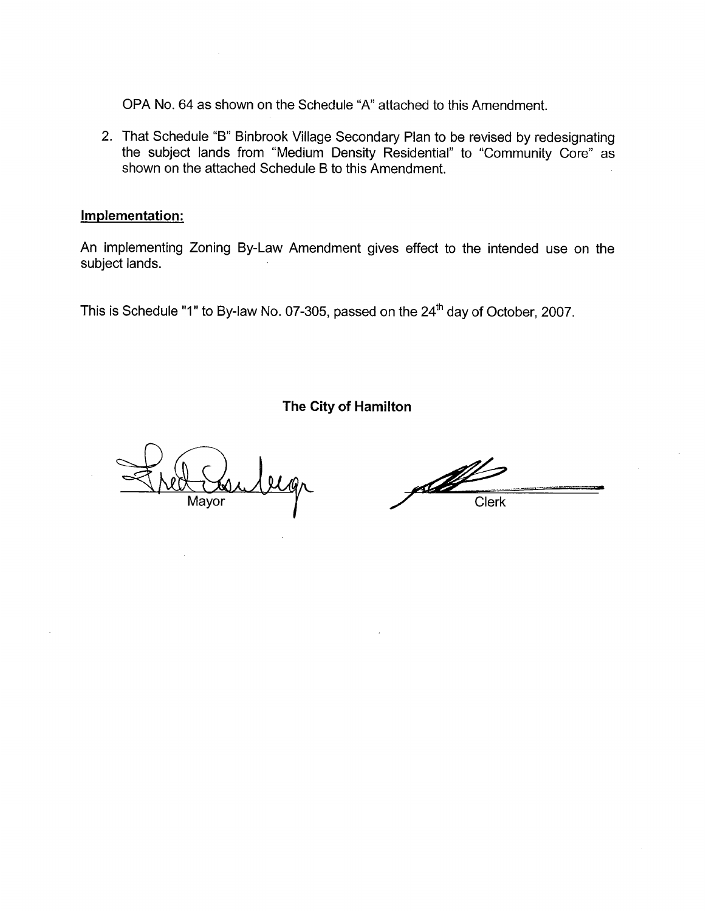OPA No. 64 as shown on the Schedule "A" attached to this Amendment.

2. That Schedule "B" Binbrook Village Secondary Plan to be revised by redesignating the subject lands from "Medium Density Residential" to "Community Core" as shown on the attached Schedule B to this Amendment.

## Implementation:

An implementing Zoning By-Law Amendment gives effect to the intended use on the subject lands.

This is Schedule "1" to By-law No. 07-305, passed on the 24th day of October, 2007.

**The City of Hamilton**

Mayor

Clerk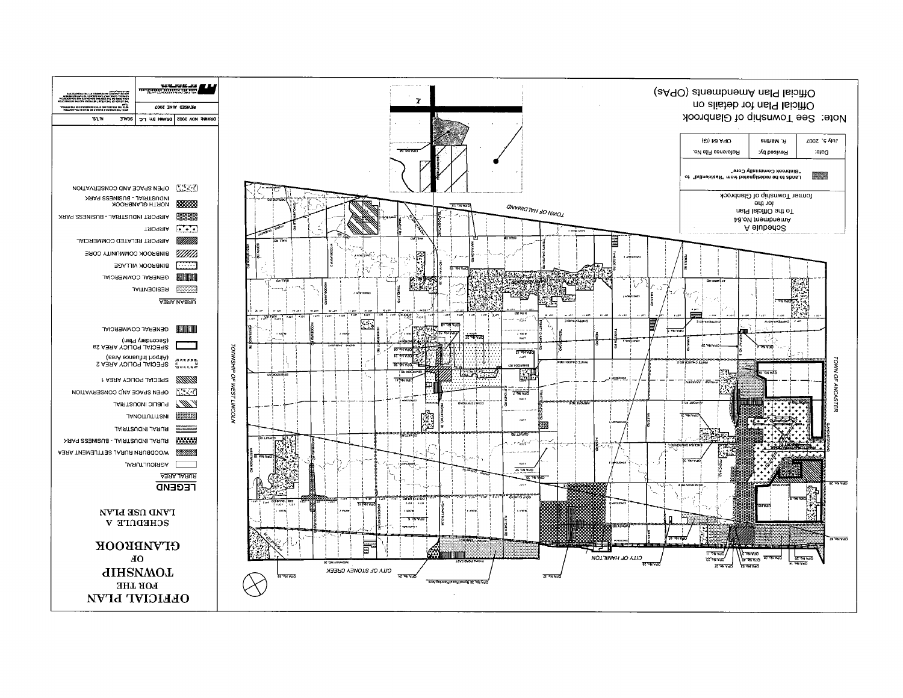# OFFICIAL PLAN FOR THE TOWNSHIP OF GLANBROOK

## SCHEDULE A LAND USE PLAN

### LEGEND

**RURAL AREA**

- AGRICULTURAL
- WOODBURN RURAL SETTLEMENT AREA
- RURAL INDUSTRIAL - BUSINESS PARK
- RURAL INDUSTRIAL
- INSTITUTIONAL
- PUBLIC INDUSTRIAL
- OPEN SPACE AND CONSERVATION
- SPECIAL POLICY AREA 1
- SPECIAL POLICY AREA 2 (Airport Influence Area)
- SPECIAL POLICY AREA 2a (Secondary Plan)
- GENERAL COMMERCIAL

**URBAN AREA**

- RESIDENTIAL
- GENERAL COMMERCIAL
- BINBROOK VILLAGE
- BINBROOK COMMUNITY CORE
- AIRPORT RELATED COMMERCIAL
- AIRPORT
- AIRPORT INDUSTRIAL - BUSINESS PARK
- NORTH GLANBROOK INDUSTRIAL - BUSINESS PARK
- OPEN SPACE AND CONSERVATION

| DRAWN: NOV 2002 | DRAWN BY: L.C. | SCALE: N.T.S. |
|---|---|---|
| REVISED JUNE 2007 | | |

Schedule A
Amendment No.64
To the Official Plan
for the
former Township of Glanbrook

Lands to be redesignated from "Residential" to "Binbrook Community Core"

| Date: | Revised by: | Reference File No. |
|---|---|---|
| July 5, 2007 | R. Martins | OPA 64 (G) |

Note: See Township of Glanbrook Official Plan for details on Official Plan Amendments (OPAs)

TOWN OF HALDIMAND
TOWNSHIP OF WEST LINCOLN
TOWN OF ANCASTER
CITY OF HAMILTON
CITY OF STONEY CREEK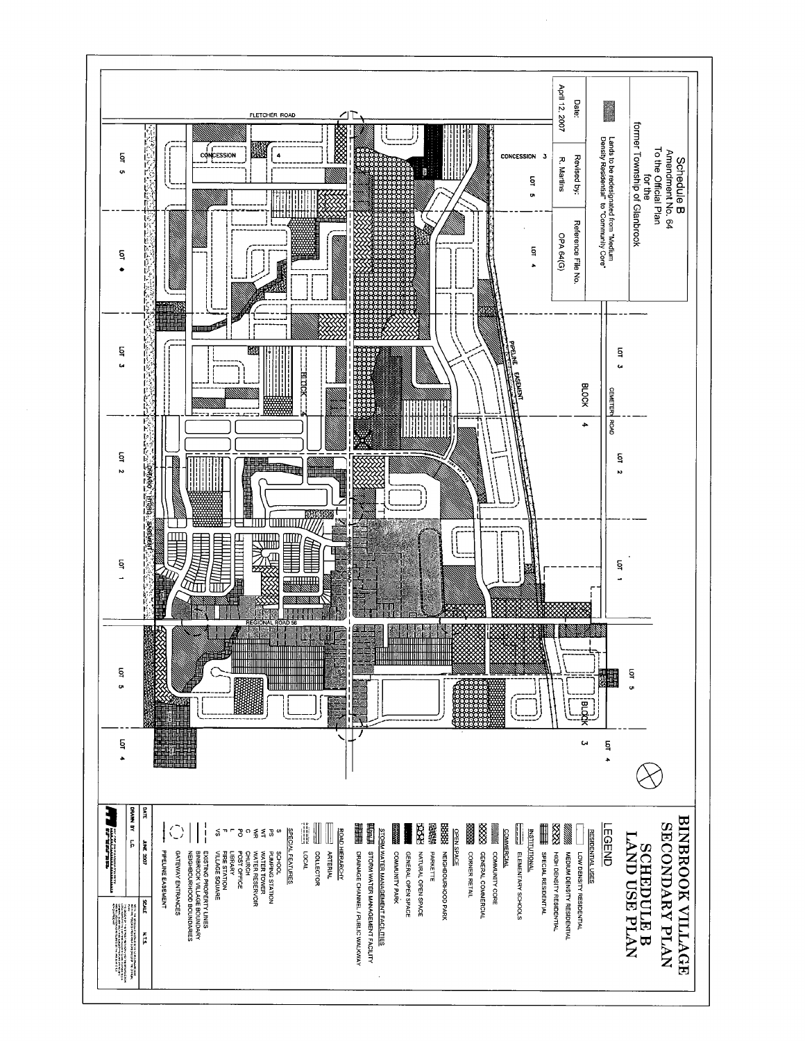# Schedule B

Amendment No. 64
To the Official Plan
for the
former Township of Glanbrook

Lands to be redesignated from "Medium Density Residential" to "Community Core"

| Date: | Revised by: | Reference File No. |
| --- | --- | --- |
| April 12, 2007 | R. Martins | OPA 64(G) |

# BINBROOK VILLAGE SECONDARY PLAN

## SCHEDULE B

## LAND USE PLAN

### LEGEND

RESIDENTIAL USES

- LOW DENSITY RESIDENTIAL
- MEDIUM DENSITY RESIDENTIAL
- HIGH DENSITY RESIDENTIAL
- SPECIAL RESIDENTIAL

INSTITUTIONAL

- ELEMENTARY SCHOOLS

COMMERCIAL

- COMMUNITY CORE
- GENERAL COMMERCIAL
- CORNER RETAIL

OPEN SPACE

- NEIGHBOURHOOD PARK
- PARKETTE
- NATURAL OPEN SPACE
- GENERAL OPEN SPACE
- COMMUNITY PARK

STORM WATER MANAGEMENT FACILITIES

- STORM WATER MANAGEMENT FACILITY
- DRAINAGE CHANNEL / PUBLIC WALKWAY

ROAD HIERARCHY

- ARTERIAL
- COLLECTOR
- LOCAL

SPECIAL FEATURES

- S SCHOOL
- PS PUMPING STATION
- WT WATER TOWER
- WR WATER RESERVOIR
- C CHURCH
- PO POST OFFICE
- L LIBRARY
- F FIRE STATION
- VS VILLAGE SQUARE

- EXISTING PROPERTY LINES
- BINBROOK VILLAGE BOUNDARY
- NEIGHBOURHOOD BOUNDARIES
- GATEWAY ENTRANCES
- PIPELINE EASEMENT

| | | | |
| --- | --- | --- | --- |
| DATE | JUNE 2007 | SCALE | N.T.S. |
| DRAWN BY | L.C. | | |

FLETCHER ROAD
CONCESSION 3
CONCESSION 4
LOT 5
LOT 4
LOT 3
LOT 2
LOT 1
LOT 5
LOT 4
BLOCK 4
BLOCK 3
BLOCK 4
CEMETERY ROAD
PIPELINE EASEMENT
ONTARIO HYDRO EASEMENT
REGIONAL ROAD 56
LOT 5
LOT 4
LOT 3
LOT 2
LOT 1
LOT 5
LOT 4